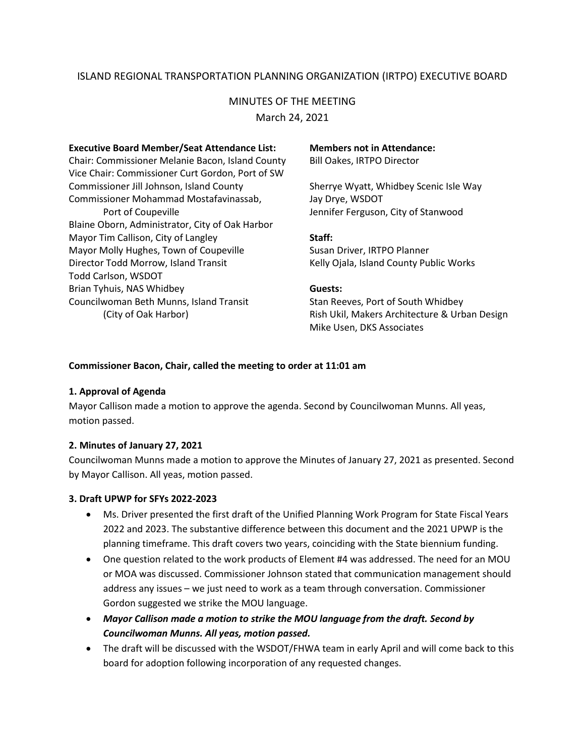ISLAND REGIONAL TRANSPORTATION PLANNING ORGANIZATION (IRTPO) EXECUTIVE BOARD

MINUTES OF THE MEETING

March 24, 2021

**Executive Board Member/Seat Attendance List:**

Chair: Commissioner Melanie Bacon, Island County
Vice Chair: Commissioner Curt Gordon, Port of SW
Commissioner Jill Johnson, Island County
Commissioner Mohammad Mostafavinassab, Port of Coupeville
Blaine Oborn, Administrator, City of Oak Harbor
Mayor Tim Callison, City of Langley
Mayor Molly Hughes, Town of Coupeville
Director Todd Morrow, Island Transit
Todd Carlson, WSDOT
Brian Tyhuis, NAS Whidbey
Councilwoman Beth Munns, Island Transit (City of Oak Harbor)

**Members not in Attendance:**

Bill Oakes, IRTPO Director

Sherrye Wyatt, Whidbey Scenic Isle Way
Jay Drye, WSDOT
Jennifer Ferguson, City of Stanwood

**Staff:**

Susan Driver, IRTPO Planner
Kelly Ojala, Island County Public Works

**Guests:**

Stan Reeves, Port of South Whidbey
Rish Ukil, Makers Architecture & Urban Design
Mike Usen, DKS Associates

**Commissioner Bacon, Chair, called the meeting to order at 11:01 am**

**1. Approval of Agenda**

Mayor Callison made a motion to approve the agenda. Second by Councilwoman Munns. All yeas, motion passed.

**2. Minutes of January 27, 2021**

Councilwoman Munns made a motion to approve the Minutes of January 27, 2021 as presented. Second by Mayor Callison. All yeas, motion passed.

**3. Draft UPWP for SFYs 2022-2023**

- Ms. Driver presented the first draft of the Unified Planning Work Program for State Fiscal Years 2022 and 2023. The substantive difference between this document and the 2021 UPWP is the planning timeframe. This draft covers two years, coinciding with the State biennium funding.
- One question related to the work products of Element #4 was addressed. The need for an MOU or MOA was discussed. Commissioner Johnson stated that communication management should address any issues – we just need to work as a team through conversation. Commissioner Gordon suggested we strike the MOU language.
- ***Mayor Callison made a motion to strike the MOU language from the draft. Second by Councilwoman Munns. All yeas, motion passed.***
- The draft will be discussed with the WSDOT/FHWA team in early April and will come back to this board for adoption following incorporation of any requested changes.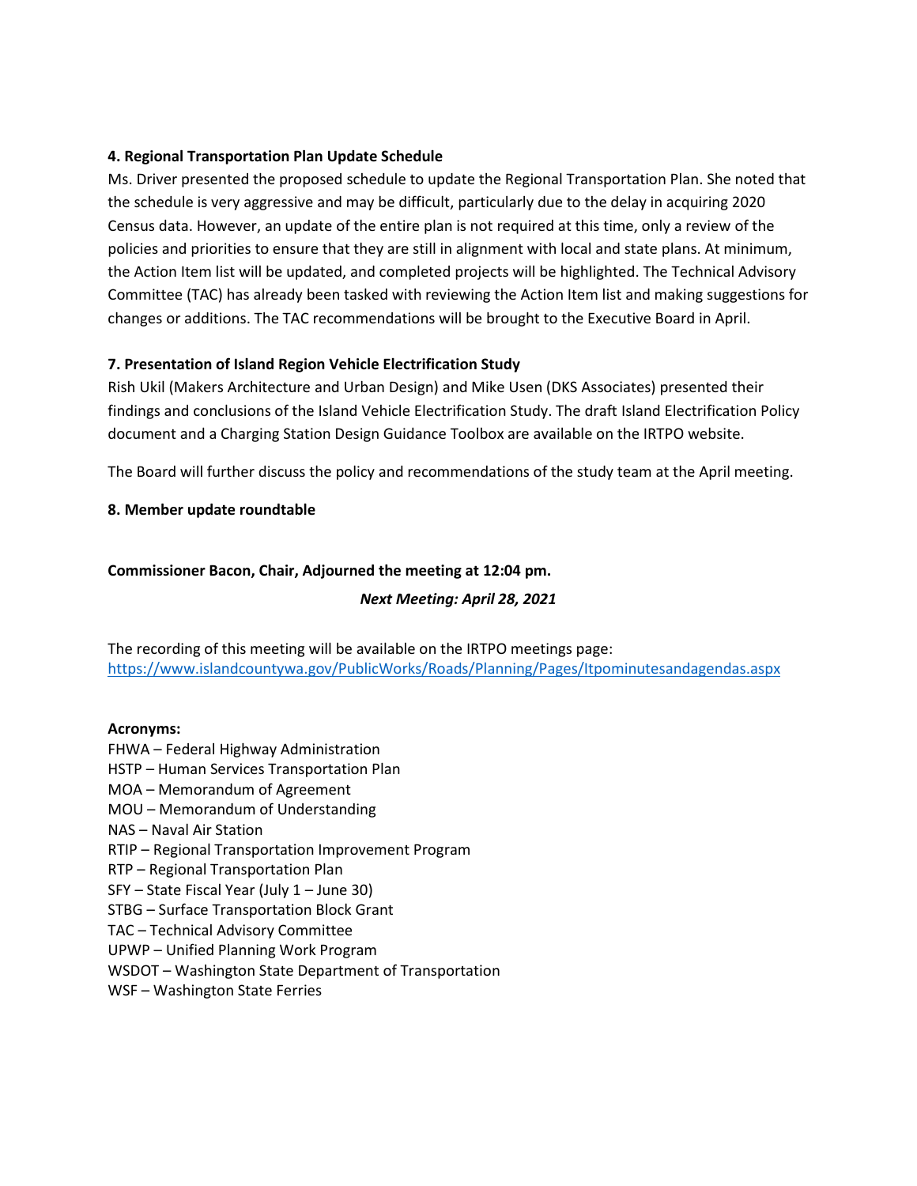**4. Regional Transportation Plan Update Schedule**

Ms. Driver presented the proposed schedule to update the Regional Transportation Plan. She noted that the schedule is very aggressive and may be difficult, particularly due to the delay in acquiring 2020 Census data. However, an update of the entire plan is not required at this time, only a review of the policies and priorities to ensure that they are still in alignment with local and state plans. At minimum, the Action Item list will be updated, and completed projects will be highlighted. The Technical Advisory Committee (TAC) has already been tasked with reviewing the Action Item list and making suggestions for changes or additions. The TAC recommendations will be brought to the Executive Board in April.

**7. Presentation of Island Region Vehicle Electrification Study**

Rish Ukil (Makers Architecture and Urban Design) and Mike Usen (DKS Associates) presented their findings and conclusions of the Island Vehicle Electrification Study. The draft Island Electrification Policy document and a Charging Station Design Guidance Toolbox are available on the IRTPO website.

The Board will further discuss the policy and recommendations of the study team at the April meeting.

**8. Member update roundtable**

**Commissioner Bacon, Chair, Adjourned the meeting at 12:04 pm.**

***Next Meeting: April 28, 2021***

The recording of this meeting will be available on the IRTPO meetings page:
https://www.islandcountywa.gov/PublicWorks/Roads/Planning/Pages/Itpominutesandagendas.aspx

**Acronyms:**

FHWA – Federal Highway Administration
HSTP – Human Services Transportation Plan
MOA – Memorandum of Agreement
MOU – Memorandum of Understanding
NAS – Naval Air Station
RTIP – Regional Transportation Improvement Program
RTP – Regional Transportation Plan
SFY – State Fiscal Year (July 1 – June 30)
STBG – Surface Transportation Block Grant
TAC – Technical Advisory Committee
UPWP – Unified Planning Work Program
WSDOT – Washington State Department of Transportation
WSF – Washington State Ferries